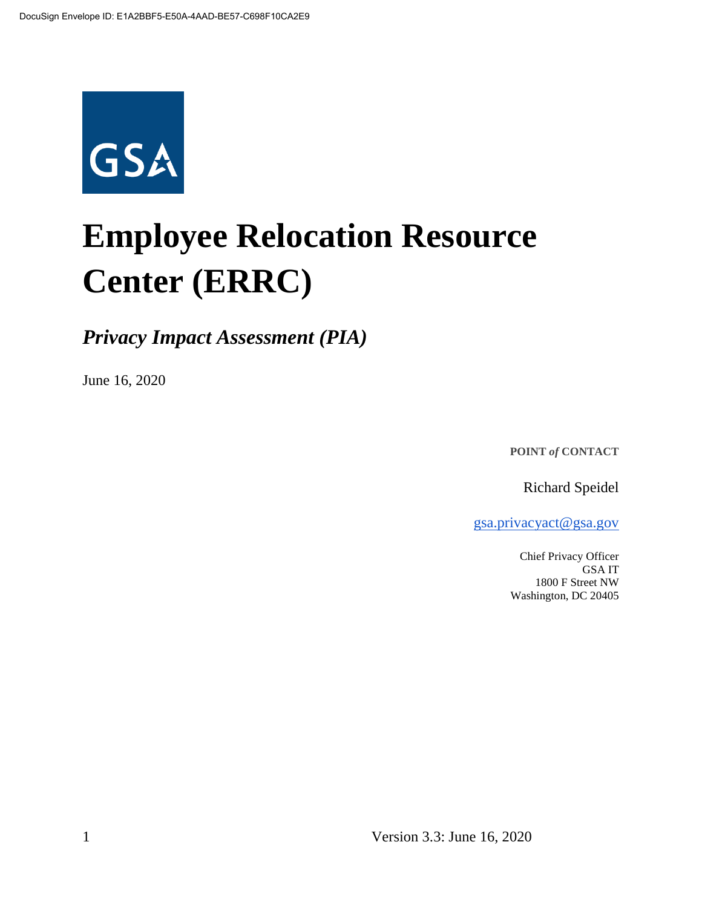DocuSign Envelope ID: E1A2BBF5-E50A-4AAD-BE57-C698F10CA2E9

GSA

# Employee Relocation Resource Center (ERRC)

## *Privacy Impact Assessment (PIA)*

June 16, 2020

**POINT *of* CONTACT**

Richard Speidel

gsa.privacyact@gsa.gov

Chief Privacy Officer
GSA IT
1800 F Street NW
Washington, DC 20405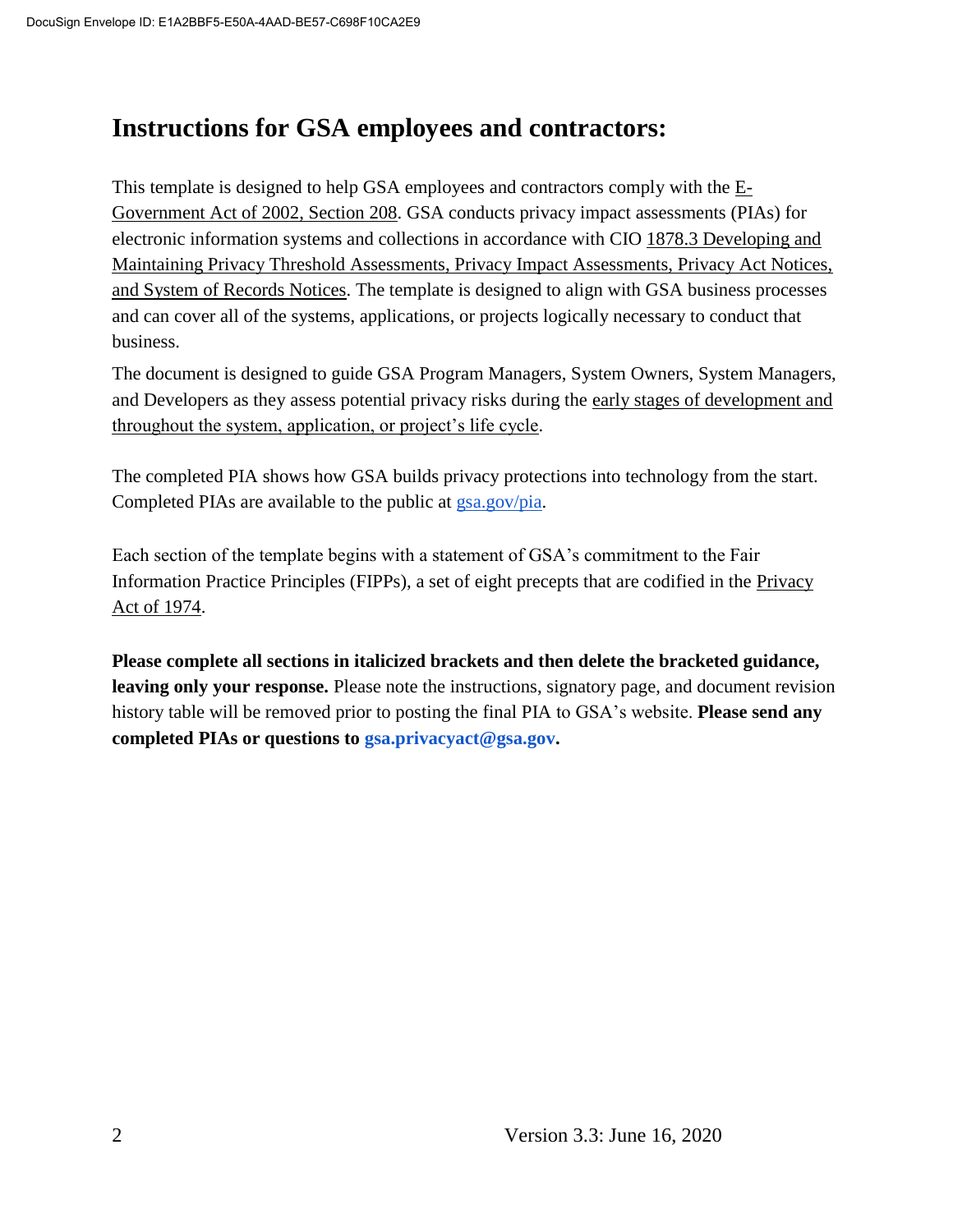# Instructions for GSA employees and contractors:

This template is designed to help GSA employees and contractors comply with the E-Government Act of 2002, Section 208. GSA conducts privacy impact assessments (PIAs) for electronic information systems and collections in accordance with CIO 1878.3 Developing and Maintaining Privacy Threshold Assessments, Privacy Impact Assessments, Privacy Act Notices, and System of Records Notices. The template is designed to align with GSA business processes and can cover all of the systems, applications, or projects logically necessary to conduct that business.

The document is designed to guide GSA Program Managers, System Owners, System Managers, and Developers as they assess potential privacy risks during the early stages of development and throughout the system, application, or project's life cycle.

The completed PIA shows how GSA builds privacy protections into technology from the start. Completed PIAs are available to the public at gsa.gov/pia.

Each section of the template begins with a statement of GSA's commitment to the Fair Information Practice Principles (FIPPs), a set of eight precepts that are codified in the Privacy Act of 1974.

**Please complete all sections in italicized brackets and then delete the bracketed guidance, leaving only your response.** Please note the instructions, signatory page, and document revision history table will be removed prior to posting the final PIA to GSA's website. **Please send any completed PIAs or questions to gsa.privacyact@gsa.gov.**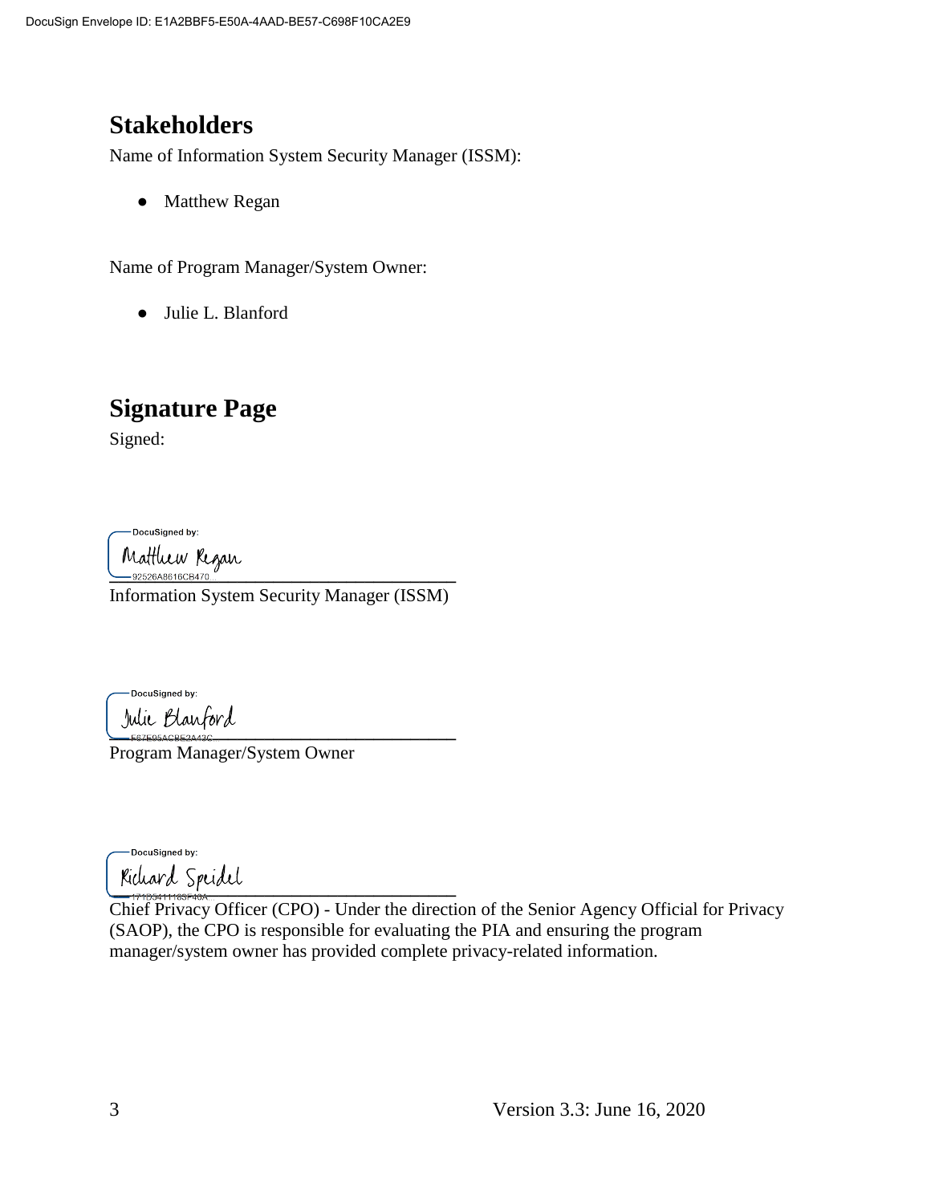## Stakeholders

Name of Information System Security Manager (ISSM):

- Matthew Regan

Name of Program Manager/System Owner:

- Julie L. Blanford

## Signature Page

Signed:

DocuSigned by:
Matthew Regan
92526A8616CB470...

Information System Security Manager (ISSM)

DocuSigned by:
Julie Blanford
E87E95ACBE2A43C...

Program Manager/System Owner

DocuSigned by:
Richard Speidel
171D3411163F40A...

Chief Privacy Officer (CPO) - Under the direction of the Senior Agency Official for Privacy (SAOP), the CPO is responsible for evaluating the PIA and ensuring the program manager/system owner has provided complete privacy-related information.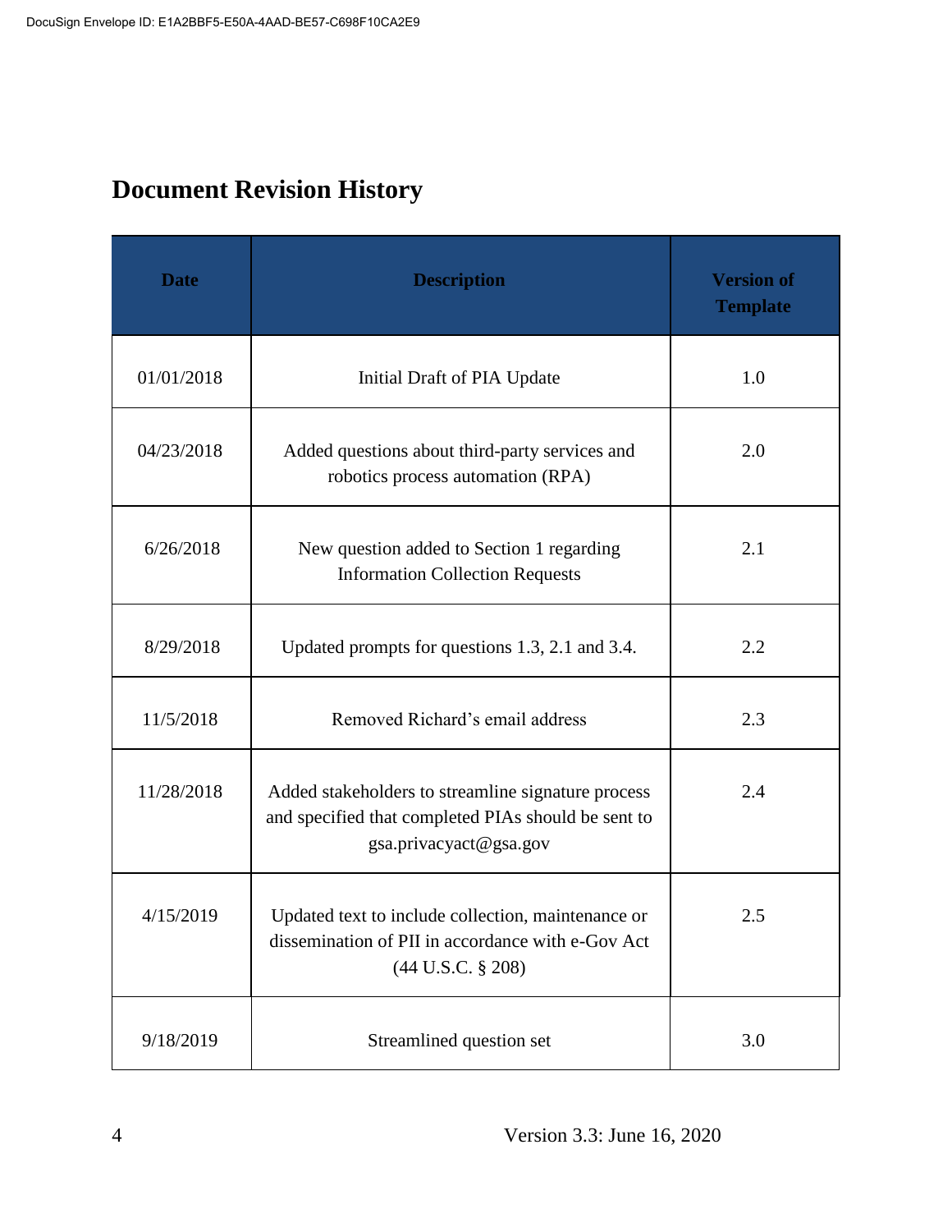## Document Revision History

| Date | Description | Version of Template |
|---|---|---|
| 01/01/2018 | Initial Draft of PIA Update | 1.0 |
| 04/23/2018 | Added questions about third-party services and robotics process automation (RPA) | 2.0 |
| 6/26/2018 | New question added to Section 1 regarding Information Collection Requests | 2.1 |
| 8/29/2018 | Updated prompts for questions 1.3, 2.1 and 3.4. | 2.2 |
| 11/5/2018 | Removed Richard's email address | 2.3 |
| 11/28/2018 | Added stakeholders to streamline signature process and specified that completed PIAs should be sent to gsa.privacyact@gsa.gov | 2.4 |
| 4/15/2019 | Updated text to include collection, maintenance or dissemination of PII in accordance with e-Gov Act (44 U.S.C. § 208) | 2.5 |
| 9/18/2019 | Streamlined question set | 3.0 |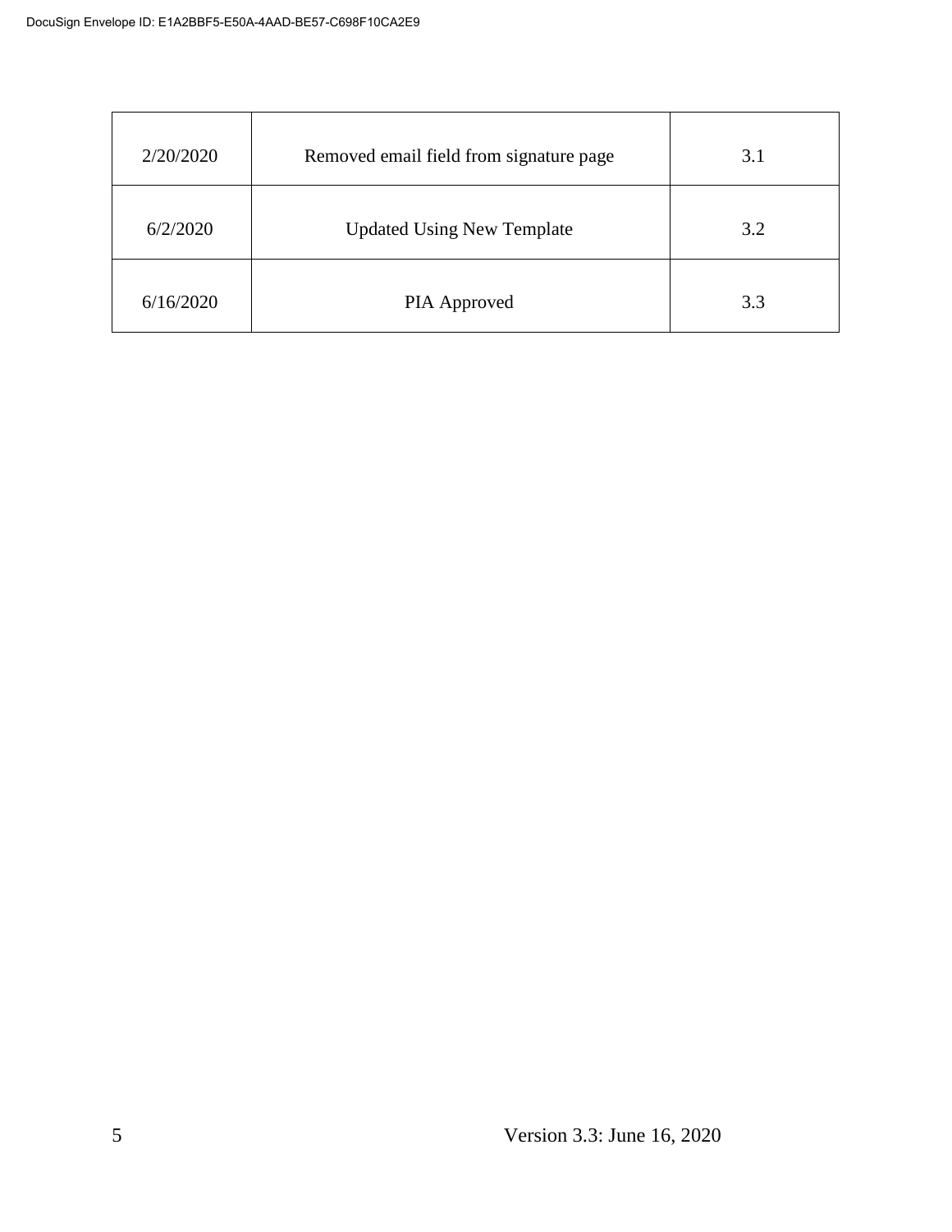| 2/20/2020 | Removed email field from signature page | 3.1 |
|---|---|---|
| 6/2/2020 | Updated Using New Template | 3.2 |
| 6/16/2020 | PIA Approved | 3.3 |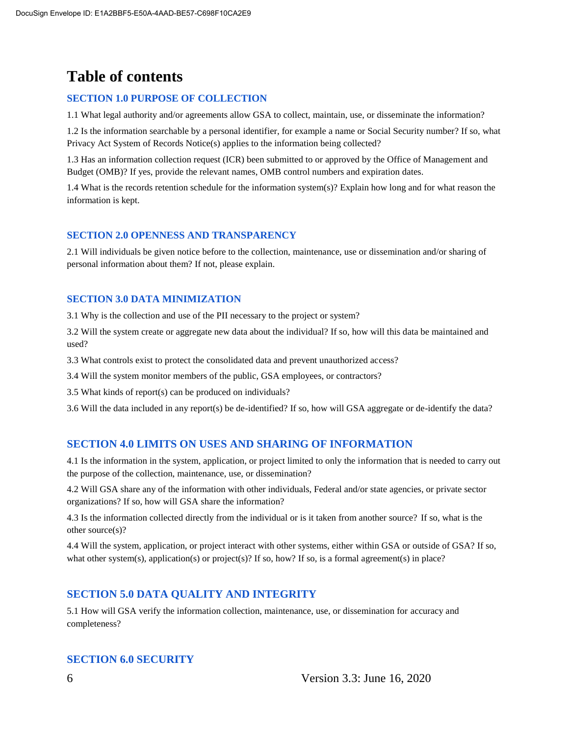# Table of contents

### SECTION 1.0 PURPOSE OF COLLECTION

1.1 What legal authority and/or agreements allow GSA to collect, maintain, use, or disseminate the information?

1.2 Is the information searchable by a personal identifier, for example a name or Social Security number? If so, what Privacy Act System of Records Notice(s) applies to the information being collected?

1.3 Has an information collection request (ICR) been submitted to or approved by the Office of Management and Budget (OMB)? If yes, provide the relevant names, OMB control numbers and expiration dates.

1.4 What is the records retention schedule for the information system(s)? Explain how long and for what reason the information is kept.

### SECTION 2.0 OPENNESS AND TRANSPARENCY

2.1 Will individuals be given notice before to the collection, maintenance, use or dissemination and/or sharing of personal information about them? If not, please explain.

### SECTION 3.0 DATA MINIMIZATION

3.1 Why is the collection and use of the PII necessary to the project or system?

3.2 Will the system create or aggregate new data about the individual? If so, how will this data be maintained and used?

3.3 What controls exist to protect the consolidated data and prevent unauthorized access?

3.4 Will the system monitor members of the public, GSA employees, or contractors?

3.5 What kinds of report(s) can be produced on individuals?

3.6 Will the data included in any report(s) be de-identified? If so, how will GSA aggregate or de-identify the data?

### SECTION 4.0 LIMITS ON USES AND SHARING OF INFORMATION

4.1 Is the information in the system, application, or project limited to only the information that is needed to carry out the purpose of the collection, maintenance, use, or dissemination?

4.2 Will GSA share any of the information with other individuals, Federal and/or state agencies, or private sector organizations? If so, how will GSA share the information?

4.3 Is the information collected directly from the individual or is it taken from another source? If so, what is the other source(s)?

4.4 Will the system, application, or project interact with other systems, either within GSA or outside of GSA? If so, what other system(s), application(s) or project(s)? If so, how? If so, is a formal agreement(s) in place?

### SECTION 5.0 DATA QUALITY AND INTEGRITY

5.1 How will GSA verify the information collection, maintenance, use, or dissemination for accuracy and completeness?

### SECTION 6.0 SECURITY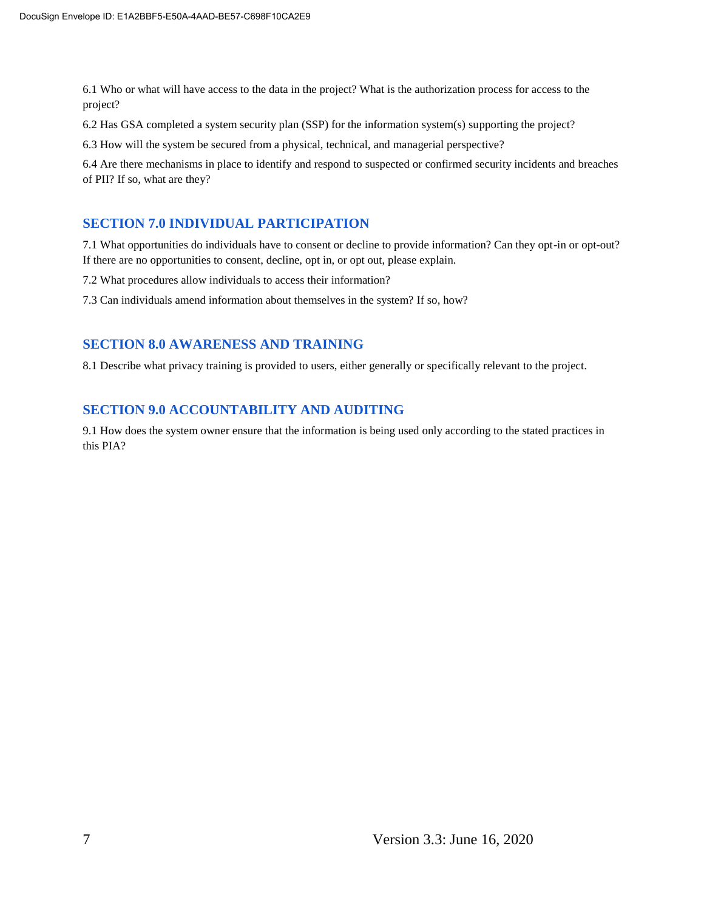6.1 Who or what will have access to the data in the project? What is the authorization process for access to the project?

6.2 Has GSA completed a system security plan (SSP) for the information system(s) supporting the project?

6.3 How will the system be secured from a physical, technical, and managerial perspective?

6.4 Are there mechanisms in place to identify and respond to suspected or confirmed security incidents and breaches of PII? If so, what are they?

## SECTION 7.0 INDIVIDUAL PARTICIPATION

7.1 What opportunities do individuals have to consent or decline to provide information? Can they opt-in or opt-out? If there are no opportunities to consent, decline, opt in, or opt out, please explain.

7.2 What procedures allow individuals to access their information?

7.3 Can individuals amend information about themselves in the system? If so, how?

## SECTION 8.0 AWARENESS AND TRAINING

8.1 Describe what privacy training is provided to users, either generally or specifically relevant to the project.

## SECTION 9.0 ACCOUNTABILITY AND AUDITING

9.1 How does the system owner ensure that the information is being used only according to the stated practices in this PIA?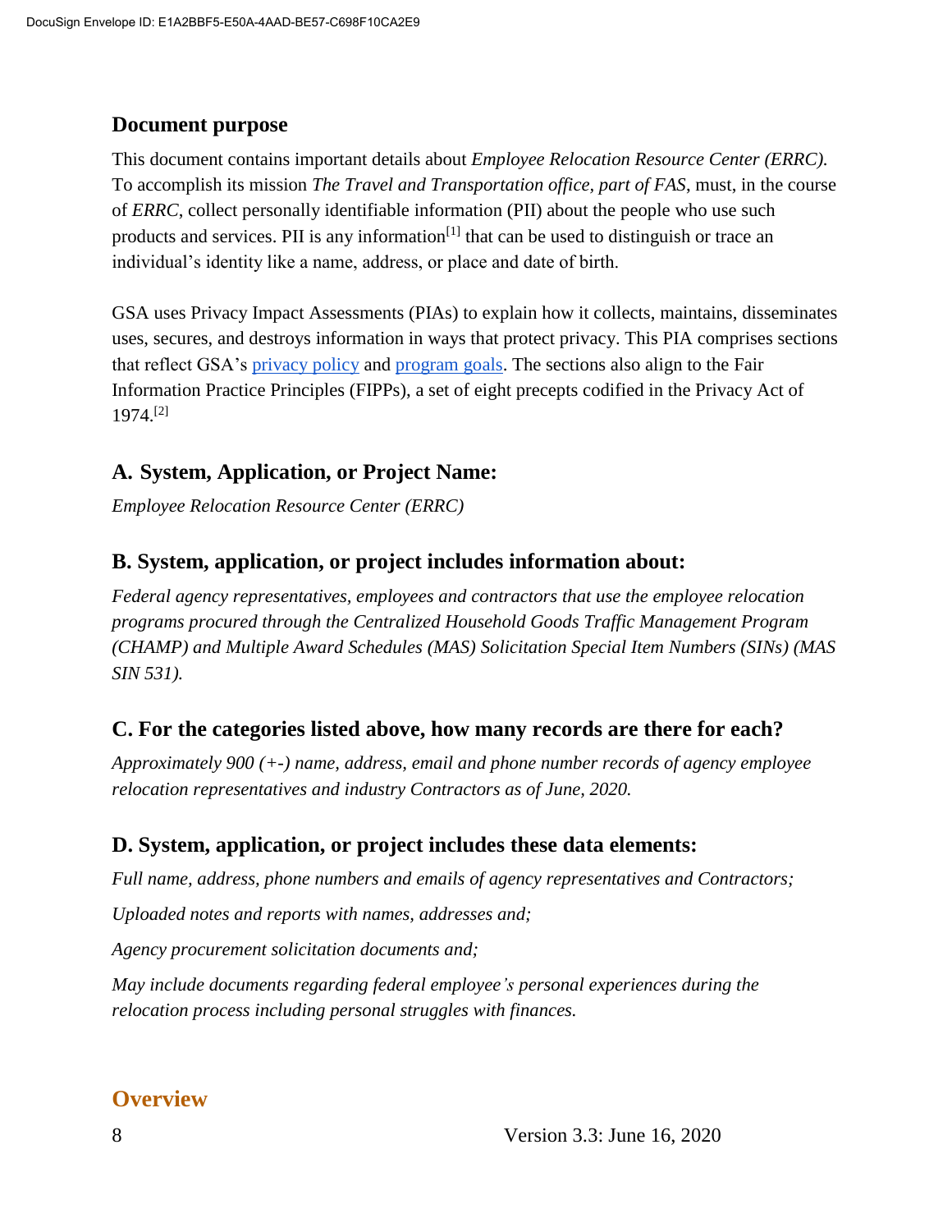## Document purpose

This document contains important details about *Employee Relocation Resource Center (ERRC).* To accomplish its mission *The Travel and Transportation office, part of FAS*, must, in the course of *ERRC*, collect personally identifiable information (PII) about the people who use such products and services. PII is any information[1] that can be used to distinguish or trace an individual's identity like a name, address, or place and date of birth.

GSA uses Privacy Impact Assessments (PIAs) to explain how it collects, maintains, disseminates uses, secures, and destroys information in ways that protect privacy. This PIA comprises sections that reflect GSA's privacy policy and program goals. The sections also align to the Fair Information Practice Principles (FIPPs), a set of eight precepts codified in the Privacy Act of 1974.[2]

## A. System, Application, or Project Name:

*Employee Relocation Resource Center (ERRC)*

## B. System, application, or project includes information about:

*Federal agency representatives, employees and contractors that use the employee relocation programs procured through the Centralized Household Goods Traffic Management Program (CHAMP) and Multiple Award Schedules (MAS) Solicitation Special Item Numbers (SINs) (MAS SIN 531).*

## C. For the categories listed above, how many records are there for each?

*Approximately 900 (+-) name, address, email and phone number records of agency employee relocation representatives and industry Contractors as of June, 2020.*

## D. System, application, or project includes these data elements:

*Full name, address, phone numbers and emails of agency representatives and Contractors;*

*Uploaded notes and reports with names, addresses and;*

*Agency procurement solicitation documents and;*

*May include documents regarding federal employee's personal experiences during the relocation process including personal struggles with finances.*

## Overview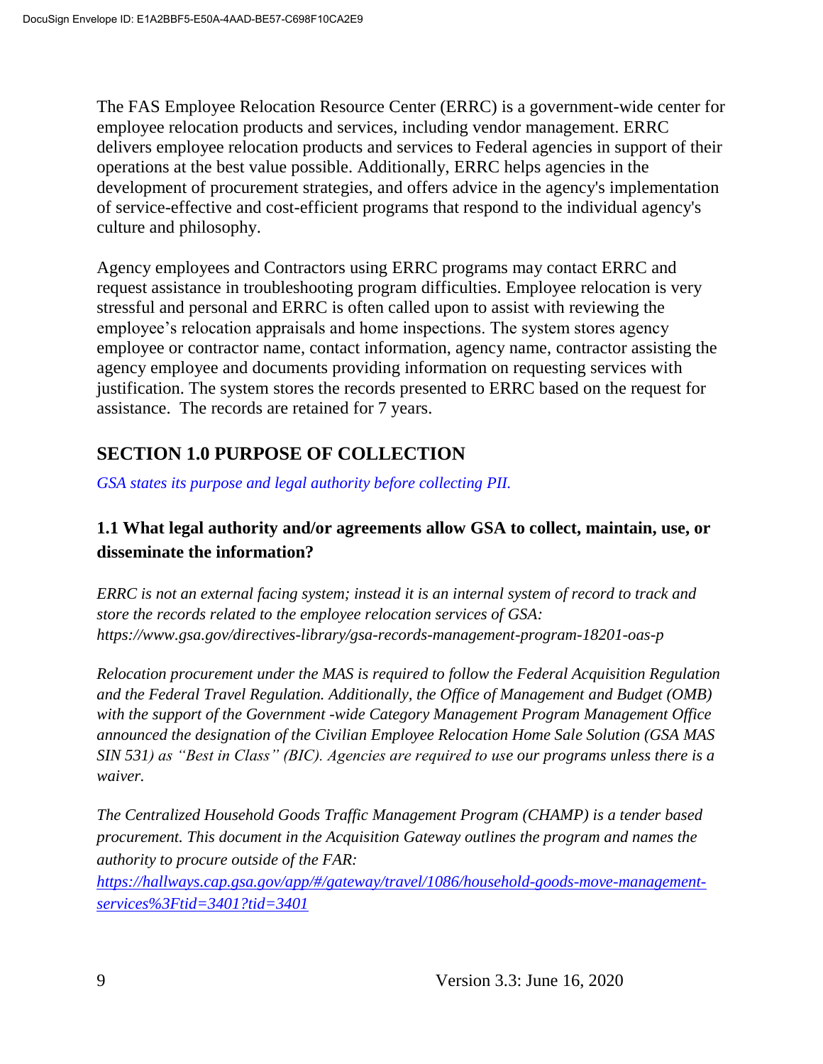The FAS Employee Relocation Resource Center (ERRC) is a government-wide center for employee relocation products and services, including vendor management. ERRC delivers employee relocation products and services to Federal agencies in support of their operations at the best value possible. Additionally, ERRC helps agencies in the development of procurement strategies, and offers advice in the agency's implementation of service-effective and cost-efficient programs that respond to the individual agency's culture and philosophy.

Agency employees and Contractors using ERRC programs may contact ERRC and request assistance in troubleshooting program difficulties. Employee relocation is very stressful and personal and ERRC is often called upon to assist with reviewing the employee's relocation appraisals and home inspections. The system stores agency employee or contractor name, contact information, agency name, contractor assisting the agency employee and documents providing information on requesting services with justification. The system stores the records presented to ERRC based on the request for assistance. The records are retained for 7 years.

## SECTION 1.0 PURPOSE OF COLLECTION

*GSA states its purpose and legal authority before collecting PII.*

### 1.1 What legal authority and/or agreements allow GSA to collect, maintain, use, or disseminate the information?

*ERRC is not an external facing system; instead it is an internal system of record to track and store the records related to the employee relocation services of GSA: https://www.gsa.gov/directives-library/gsa-records-management-program-18201-oas-p*

*Relocation procurement under the MAS is required to follow the Federal Acquisition Regulation and the Federal Travel Regulation. Additionally, the Office of Management and Budget (OMB) with the support of the Government -wide Category Management Program Management Office announced the designation of the Civilian Employee Relocation Home Sale Solution (GSA MAS SIN 531) as "Best in Class" (BIC). Agencies are required to use our programs unless there is a waiver.*

*The Centralized Household Goods Traffic Management Program (CHAMP) is a tender based procurement. This document in the Acquisition Gateway outlines the program and names the authority to procure outside of the FAR:*
*[https://hallways.cap.gsa.gov/app/#/gateway/travel/1086/household-goods-move-management-services%3Ftid=3401?tid=3401](https://hallways.cap.gsa.gov/app/#/gateway/travel/1086/household-goods-move-management-services%3Ftid=3401?tid=3401)*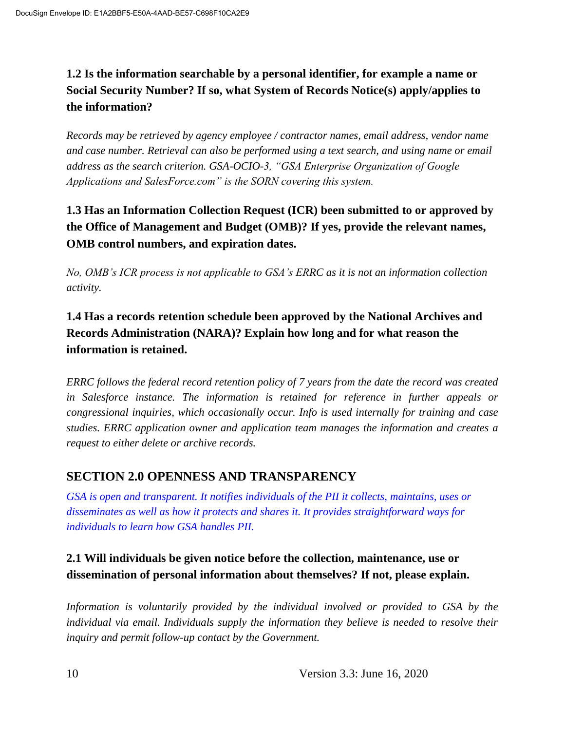### 1.2 Is the information searchable by a personal identifier, for example a name or Social Security Number? If so, what System of Records Notice(s) apply/applies to the information?

*Records may be retrieved by agency employee / contractor names, email address, vendor name and case number. Retrieval can also be performed using a text search, and using name or email address as the search criterion. GSA-OCIO-3, "GSA Enterprise Organization of Google Applications and SalesForce.com" is the SORN covering this system.*

### 1.3 Has an Information Collection Request (ICR) been submitted to or approved by the Office of Management and Budget (OMB)? If yes, provide the relevant names, OMB control numbers, and expiration dates.

*No, OMB's ICR process is not applicable to GSA's ERRC as it is not an information collection activity.*

### 1.4 Has a records retention schedule been approved by the National Archives and Records Administration (NARA)? Explain how long and for what reason the information is retained.

*ERRC follows the federal record retention policy of 7 years from the date the record was created in Salesforce instance. The information is retained for reference in further appeals or congressional inquiries, which occasionally occur. Info is used internally for training and case studies. ERRC application owner and application team manages the information and creates a request to either delete or archive records.*

## SECTION 2.0 OPENNESS AND TRANSPARENCY

*GSA is open and transparent. It notifies individuals of the PII it collects, maintains, uses or disseminates as well as how it protects and shares it. It provides straightforward ways for individuals to learn how GSA handles PII.*

### 2.1 Will individuals be given notice before the collection, maintenance, use or dissemination of personal information about themselves? If not, please explain.

*Information is voluntarily provided by the individual involved or provided to GSA by the individual via email. Individuals supply the information they believe is needed to resolve their inquiry and permit follow-up contact by the Government.*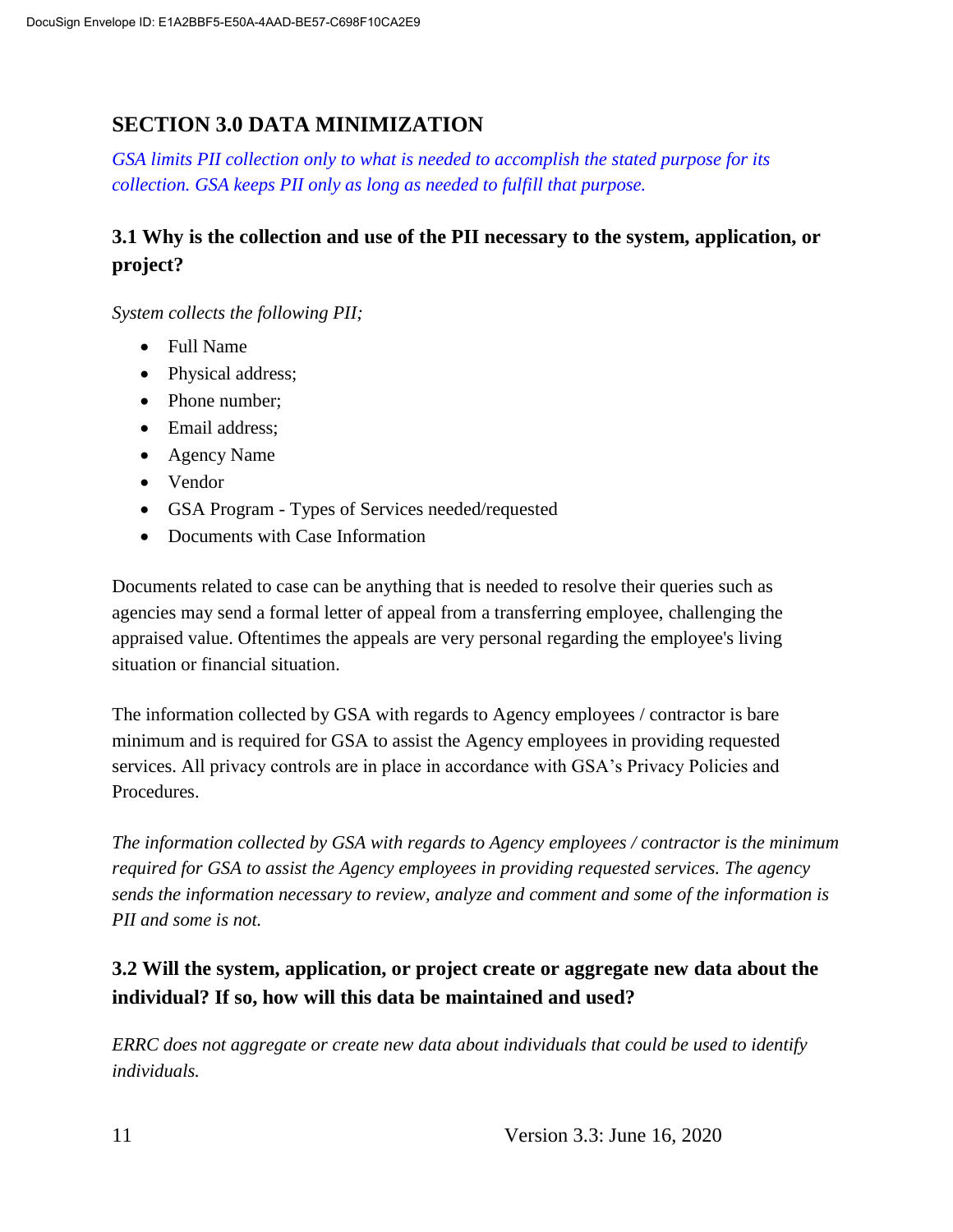## SECTION 3.0 DATA MINIMIZATION

*GSA limits PII collection only to what is needed to accomplish the stated purpose for its collection. GSA keeps PII only as long as needed to fulfill that purpose.*

### 3.1 Why is the collection and use of the PII necessary to the system, application, or project?

*System collects the following PII;*

- Full Name
- Physical address;
- Phone number;
- Email address;
- Agency Name
- Vendor
- GSA Program - Types of Services needed/requested
- Documents with Case Information

Documents related to case can be anything that is needed to resolve their queries such as agencies may send a formal letter of appeal from a transferring employee, challenging the appraised value. Oftentimes the appeals are very personal regarding the employee's living situation or financial situation.

The information collected by GSA with regards to Agency employees / contractor is bare minimum and is required for GSA to assist the Agency employees in providing requested services. All privacy controls are in place in accordance with GSA's Privacy Policies and Procedures.

*The information collected by GSA with regards to Agency employees / contractor is the minimum required for GSA to assist the Agency employees in providing requested services. The agency sends the information necessary to review, analyze and comment and some of the information is PII and some is not.*

### 3.2 Will the system, application, or project create or aggregate new data about the individual? If so, how will this data be maintained and used?

*ERRC does not aggregate or create new data about individuals that could be used to identify individuals.*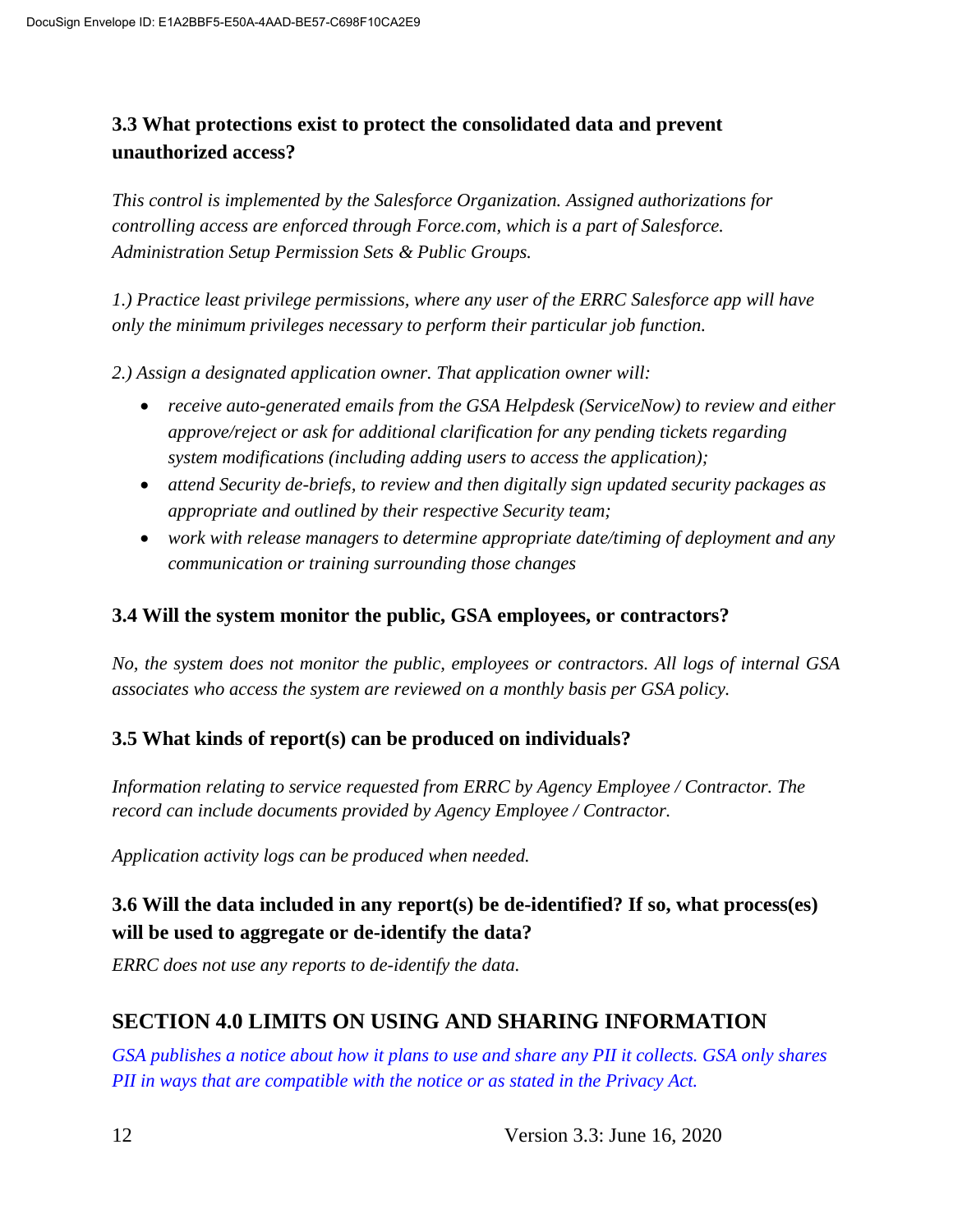### 3.3 What protections exist to protect the consolidated data and prevent unauthorized access?

*This control is implemented by the Salesforce Organization. Assigned authorizations for controlling access are enforced through Force.com, which is a part of Salesforce. Administration Setup Permission Sets & Public Groups.*

*1.) Practice least privilege permissions, where any user of the ERRC Salesforce app will have only the minimum privileges necessary to perform their particular job function.*

*2.) Assign a designated application owner. That application owner will:*

- *receive auto-generated emails from the GSA Helpdesk (ServiceNow) to review and either approve/reject or ask for additional clarification for any pending tickets regarding system modifications (including adding users to access the application);*
- *attend Security de-briefs, to review and then digitally sign updated security packages as appropriate and outlined by their respective Security team;*
- *work with release managers to determine appropriate date/timing of deployment and any communication or training surrounding those changes*

### 3.4 Will the system monitor the public, GSA employees, or contractors?

*No, the system does not monitor the public, employees or contractors. All logs of internal GSA associates who access the system are reviewed on a monthly basis per GSA policy.*

### 3.5 What kinds of report(s) can be produced on individuals?

*Information relating to service requested from ERRC by Agency Employee / Contractor. The record can include documents provided by Agency Employee / Contractor.*

*Application activity logs can be produced when needed.*

### 3.6 Will the data included in any report(s) be de-identified? If so, what process(es) will be used to aggregate or de-identify the data?

*ERRC does not use any reports to de-identify the data.*

## SECTION 4.0 LIMITS ON USING AND SHARING INFORMATION

*GSA publishes a notice about how it plans to use and share any PII it collects. GSA only shares PII in ways that are compatible with the notice or as stated in the Privacy Act.*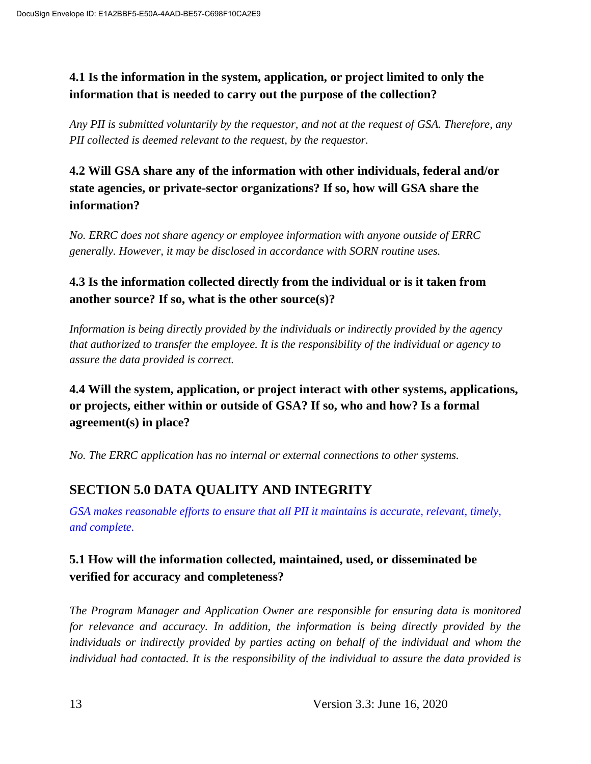### 4.1 Is the information in the system, application, or project limited to only the information that is needed to carry out the purpose of the collection?

*Any PII is submitted voluntarily by the requestor, and not at the request of GSA. Therefore, any PII collected is deemed relevant to the request, by the requestor.*

### 4.2 Will GSA share any of the information with other individuals, federal and/or state agencies, or private-sector organizations? If so, how will GSA share the information?

*No. ERRC does not share agency or employee information with anyone outside of ERRC generally. However, it may be disclosed in accordance with SORN routine uses.*

### 4.3 Is the information collected directly from the individual or is it taken from another source? If so, what is the other source(s)?

*Information is being directly provided by the individuals or indirectly provided by the agency that authorized to transfer the employee. It is the responsibility of the individual or agency to assure the data provided is correct.*

### 4.4 Will the system, application, or project interact with other systems, applications, or projects, either within or outside of GSA? If so, who and how? Is a formal agreement(s) in place?

*No. The ERRC application has no internal or external connections to other systems.*

## SECTION 5.0 DATA QUALITY AND INTEGRITY

*GSA makes reasonable efforts to ensure that all PII it maintains is accurate, relevant, timely, and complete.*

### 5.1 How will the information collected, maintained, used, or disseminated be verified for accuracy and completeness?

*The Program Manager and Application Owner are responsible for ensuring data is monitored for relevance and accuracy. In addition, the information is being directly provided by the individuals or indirectly provided by parties acting on behalf of the individual and whom the individual had contacted. It is the responsibility of the individual to assure the data provided is*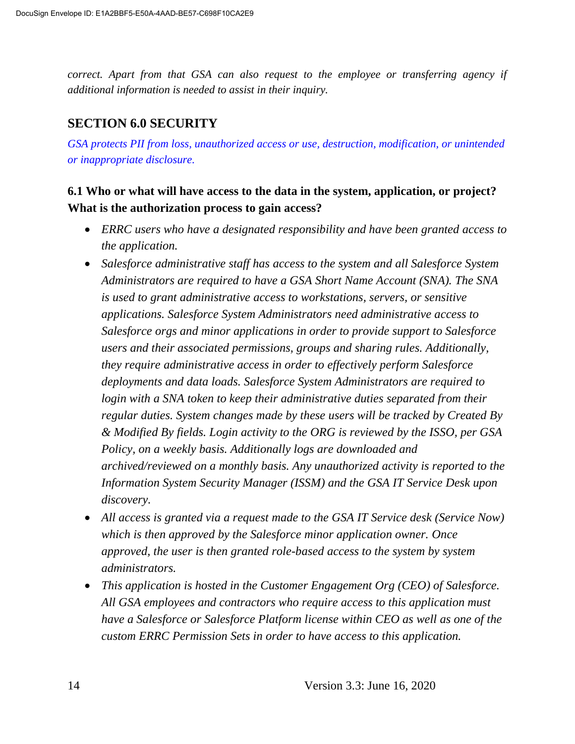*correct. Apart from that GSA can also request to the employee or transferring agency if additional information is needed to assist in their inquiry.*

## SECTION 6.0 SECURITY

*GSA protects PII from loss, unauthorized access or use, destruction, modification, or unintended or inappropriate disclosure.*

### 6.1 Who or what will have access to the data in the system, application, or project? What is the authorization process to gain access?

- *ERRC users who have a designated responsibility and have been granted access to the application.*
- *Salesforce administrative staff has access to the system and all Salesforce System Administrators are required to have a GSA Short Name Account (SNA). The SNA is used to grant administrative access to workstations, servers, or sensitive applications. Salesforce System Administrators need administrative access to Salesforce orgs and minor applications in order to provide support to Salesforce users and their associated permissions, groups and sharing rules. Additionally, they require administrative access in order to effectively perform Salesforce deployments and data loads. Salesforce System Administrators are required to login with a SNA token to keep their administrative duties separated from their regular duties. System changes made by these users will be tracked by Created By & Modified By fields. Login activity to the ORG is reviewed by the ISSO, per GSA Policy, on a weekly basis. Additionally logs are downloaded and archived/reviewed on a monthly basis. Any unauthorized activity is reported to the Information System Security Manager (ISSM) and the GSA IT Service Desk upon discovery.*
- *All access is granted via a request made to the GSA IT Service desk (Service Now) which is then approved by the Salesforce minor application owner. Once approved, the user is then granted role-based access to the system by system administrators.*
- *This application is hosted in the Customer Engagement Org (CEO) of Salesforce. All GSA employees and contractors who require access to this application must have a Salesforce or Salesforce Platform license within CEO as well as one of the custom ERRC Permission Sets in order to have access to this application.*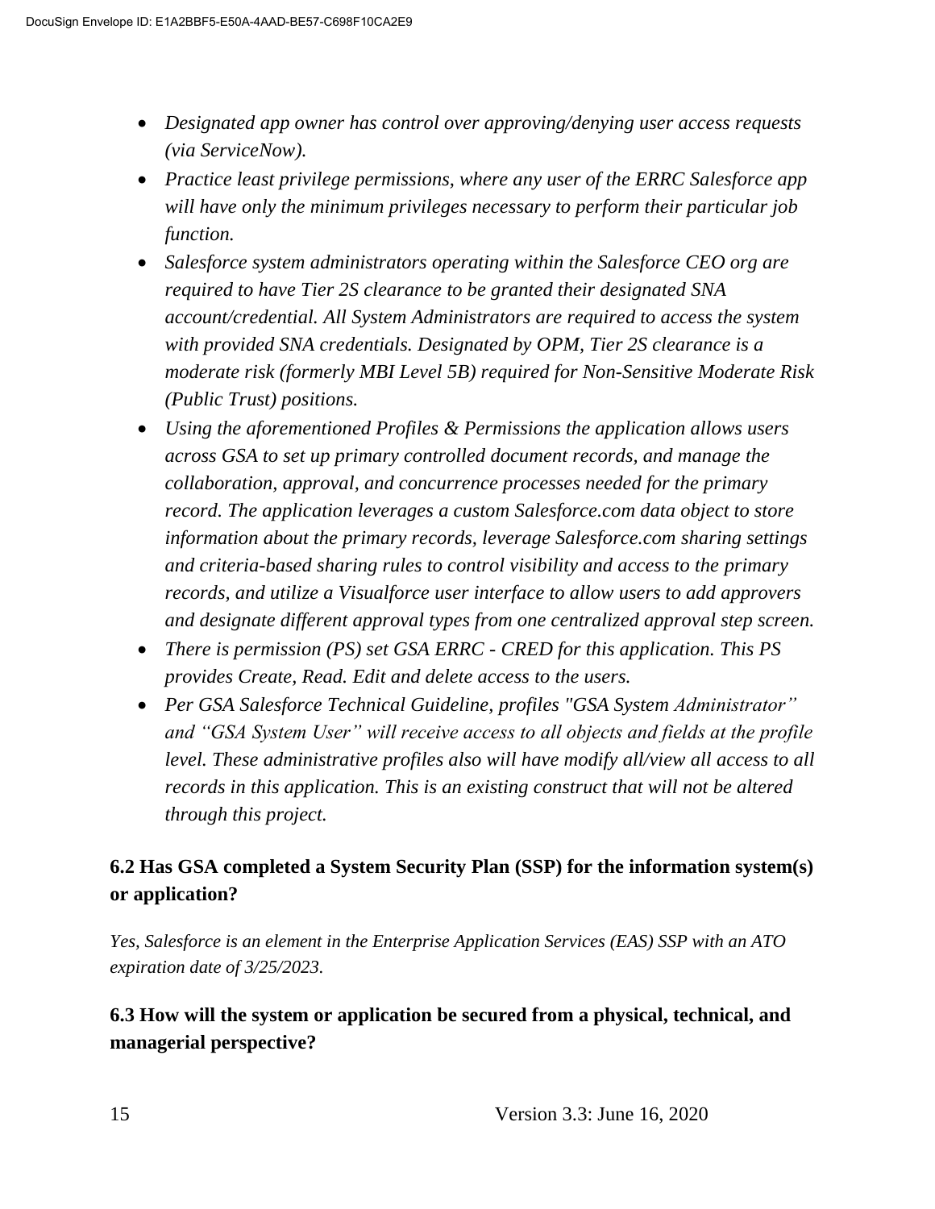- *Designated app owner has control over approving/denying user access requests (via ServiceNow).*
- *Practice least privilege permissions, where any user of the ERRC Salesforce app will have only the minimum privileges necessary to perform their particular job function.*
- *Salesforce system administrators operating within the Salesforce CEO org are required to have Tier 2S clearance to be granted their designated SNA account/credential. All System Administrators are required to access the system with provided SNA credentials. Designated by OPM, Tier 2S clearance is a moderate risk (formerly MBI Level 5B) required for Non-Sensitive Moderate Risk (Public Trust) positions.*
- *Using the aforementioned Profiles & Permissions the application allows users across GSA to set up primary controlled document records, and manage the collaboration, approval, and concurrence processes needed for the primary record. The application leverages a custom Salesforce.com data object to store information about the primary records, leverage Salesforce.com sharing settings and criteria-based sharing rules to control visibility and access to the primary records, and utilize a Visualforce user interface to allow users to add approvers and designate different approval types from one centralized approval step screen.*
- *There is permission (PS) set GSA ERRC - CRED for this application. This PS provides Create, Read. Edit and delete access to the users.*
- *Per GSA Salesforce Technical Guideline, profiles "GSA System Administrator" and "GSA System User" will receive access to all objects and fields at the profile level. These administrative profiles also will have modify all/view all access to all records in this application. This is an existing construct that will not be altered through this project.*

### 6.2 Has GSA completed a System Security Plan (SSP) for the information system(s) or application?

*Yes, Salesforce is an element in the Enterprise Application Services (EAS) SSP with an ATO expiration date of 3/25/2023.*

### 6.3 How will the system or application be secured from a physical, technical, and managerial perspective?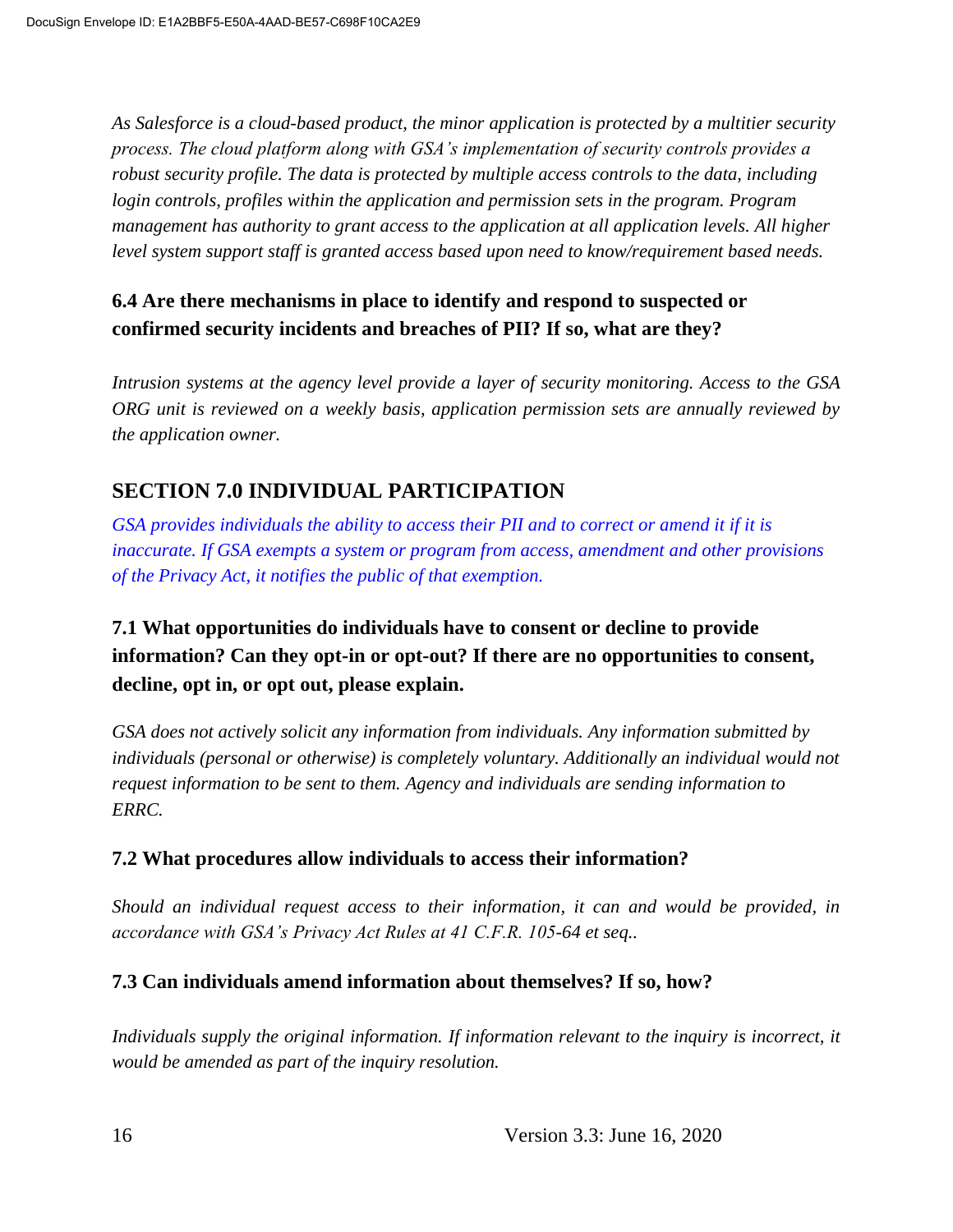*As Salesforce is a cloud-based product, the minor application is protected by a multitier security process. The cloud platform along with GSA's implementation of security controls provides a robust security profile. The data is protected by multiple access controls to the data, including login controls, profiles within the application and permission sets in the program. Program management has authority to grant access to the application at all application levels. All higher level system support staff is granted access based upon need to know/requirement based needs.*

### 6.4 Are there mechanisms in place to identify and respond to suspected or confirmed security incidents and breaches of PII? If so, what are they?

*Intrusion systems at the agency level provide a layer of security monitoring. Access to the GSA ORG unit is reviewed on a weekly basis, application permission sets are annually reviewed by the application owner.*

## SECTION 7.0 INDIVIDUAL PARTICIPATION

*GSA provides individuals the ability to access their PII and to correct or amend it if it is inaccurate. If GSA exempts a system or program from access, amendment and other provisions of the Privacy Act, it notifies the public of that exemption.*

### 7.1 What opportunities do individuals have to consent or decline to provide information? Can they opt-in or opt-out? If there are no opportunities to consent, decline, opt in, or opt out, please explain.

*GSA does not actively solicit any information from individuals. Any information submitted by individuals (personal or otherwise) is completely voluntary. Additionally an individual would not request information to be sent to them. Agency and individuals are sending information to ERRC.*

### 7.2 What procedures allow individuals to access their information?

*Should an individual request access to their information, it can and would be provided, in accordance with GSA's Privacy Act Rules at 41 C.F.R. 105-64 et seq..*

### 7.3 Can individuals amend information about themselves? If so, how?

*Individuals supply the original information. If information relevant to the inquiry is incorrect, it would be amended as part of the inquiry resolution.*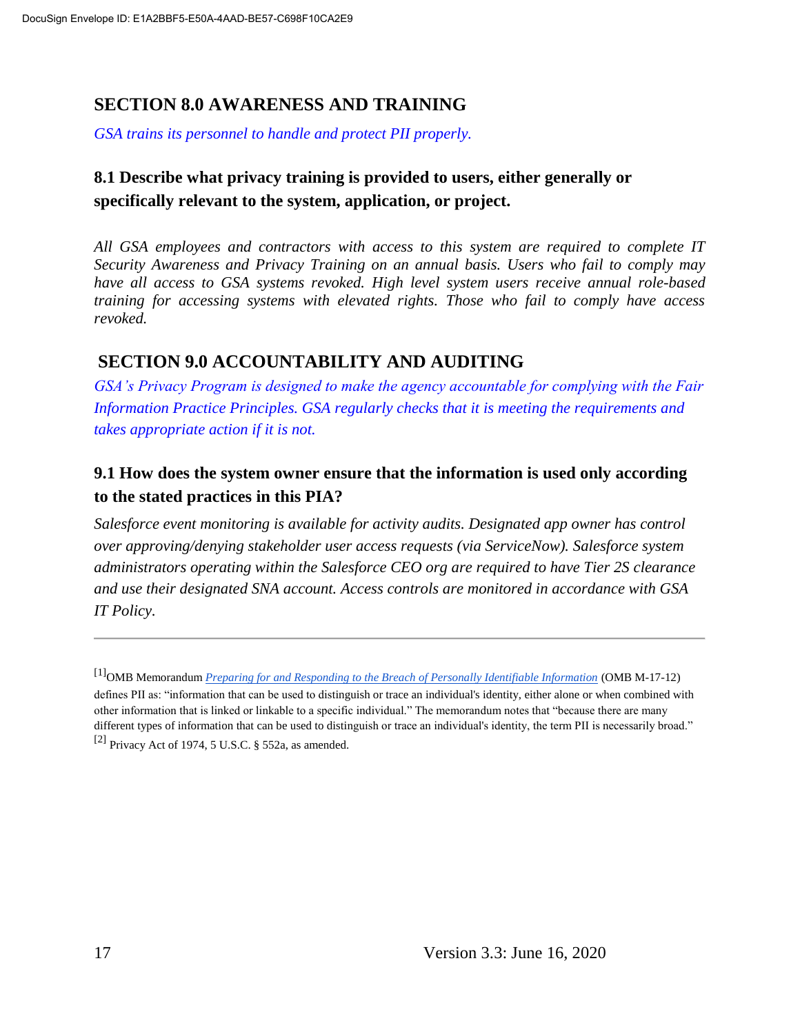## SECTION 8.0 AWARENESS AND TRAINING

*GSA trains its personnel to handle and protect PII properly.*

### 8.1 Describe what privacy training is provided to users, either generally or specifically relevant to the system, application, or project.

*All GSA employees and contractors with access to this system are required to complete IT Security Awareness and Privacy Training on an annual basis. Users who fail to comply may have all access to GSA systems revoked. High level system users receive annual role-based training for accessing systems with elevated rights. Those who fail to comply have access revoked.*

## SECTION 9.0 ACCOUNTABILITY AND AUDITING

*GSA's Privacy Program is designed to make the agency accountable for complying with the Fair Information Practice Principles. GSA regularly checks that it is meeting the requirements and takes appropriate action if it is not.*

### 9.1 How does the system owner ensure that the information is used only according to the stated practices in this PIA?

*Salesforce event monitoring is available for activity audits. Designated app owner has control over approving/denying stakeholder user access requests (via ServiceNow). Salesforce system administrators operating within the Salesforce CEO org are required to have Tier 2S clearance and use their designated SNA account. Access controls are monitored in accordance with GSA IT Policy.*

---

[1] OMB Memorandum *Preparing for and Responding to the Breach of Personally Identifiable Information* (OMB M-17-12) defines PII as: "information that can be used to distinguish or trace an individual's identity, either alone or when combined with other information that is linked or linkable to a specific individual." The memorandum notes that "because there are many different types of information that can be used to distinguish or trace an individual's identity, the term PII is necessarily broad."

[2] Privacy Act of 1974, 5 U.S.C. § 552a, as amended.